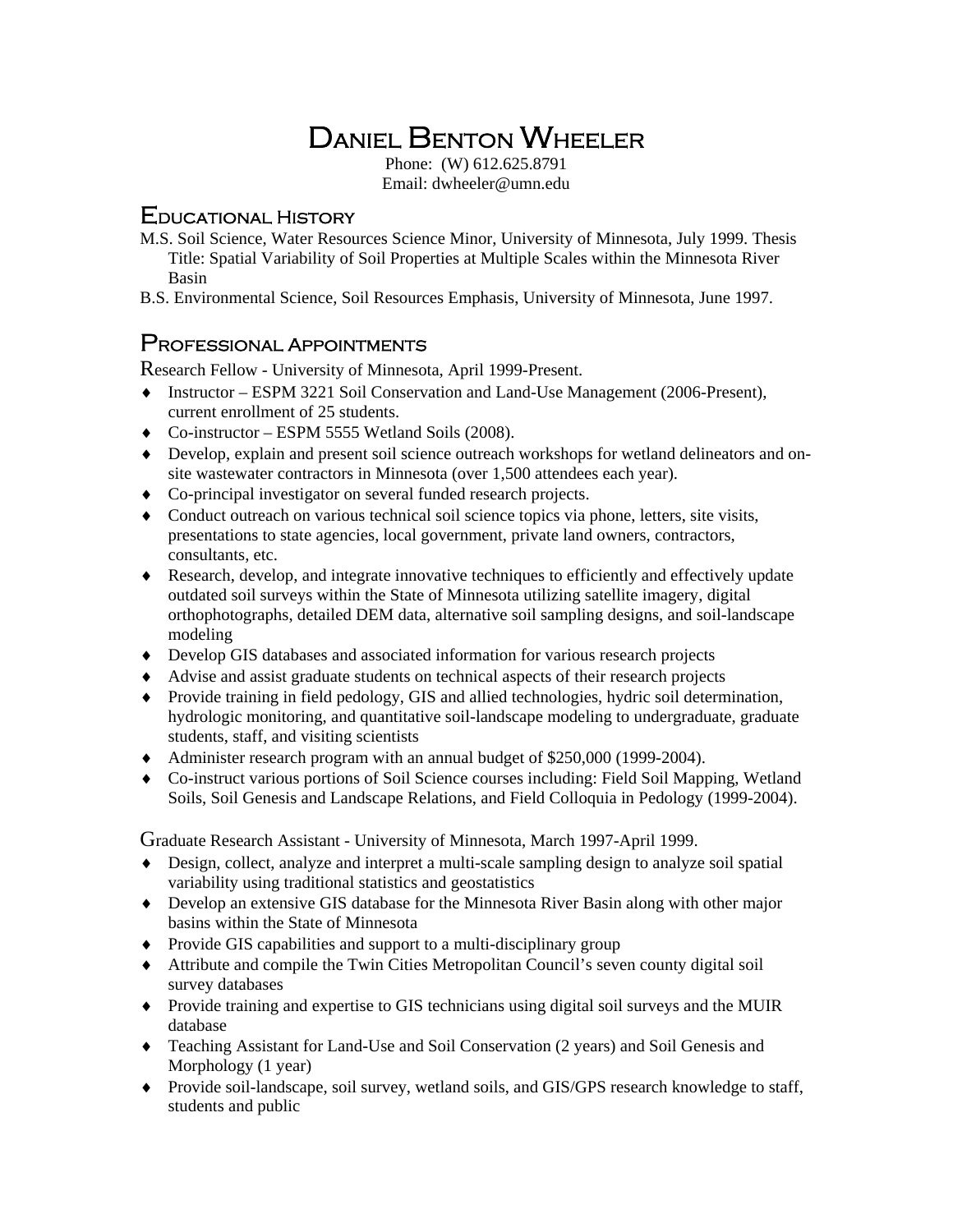# Daniel Benton Wheeler

Phone: (W) 612.625.8791
Email: dwheeler@umn.edu

## Educational History

M.S. Soil Science, Water Resources Science Minor, University of Minnesota, July 1999. Thesis Title: Spatial Variability of Soil Properties at Multiple Scales within the Minnesota River Basin

B.S. Environmental Science, Soil Resources Emphasis, University of Minnesota, June 1997.

## Professional Appointments

Research Fellow - University of Minnesota, April 1999-Present.

- Instructor – ESPM 3221 Soil Conservation and Land-Use Management (2006-Present), current enrollment of 25 students.
- Co-instructor – ESPM 5555 Wetland Soils (2008).
- Develop, explain and present soil science outreach workshops for wetland delineators and on-site wastewater contractors in Minnesota (over 1,500 attendees each year).
- Co-principal investigator on several funded research projects.
- Conduct outreach on various technical soil science topics via phone, letters, site visits, presentations to state agencies, local government, private land owners, contractors, consultants, etc.
- Research, develop, and integrate innovative techniques to efficiently and effectively update outdated soil surveys within the State of Minnesota utilizing satellite imagery, digital orthophotographs, detailed DEM data, alternative soil sampling designs, and soil-landscape modeling
- Develop GIS databases and associated information for various research projects
- Advise and assist graduate students on technical aspects of their research projects
- Provide training in field pedology, GIS and allied technologies, hydric soil determination, hydrologic monitoring, and quantitative soil-landscape modeling to undergraduate, graduate students, staff, and visiting scientists
- Administer research program with an annual budget of $250,000 (1999-2004).
- Co-instruct various portions of Soil Science courses including: Field Soil Mapping, Wetland Soils, Soil Genesis and Landscape Relations, and Field Colloquia in Pedology (1999-2004).

Graduate Research Assistant - University of Minnesota, March 1997-April 1999.

- Design, collect, analyze and interpret a multi-scale sampling design to analyze soil spatial variability using traditional statistics and geostatistics
- Develop an extensive GIS database for the Minnesota River Basin along with other major basins within the State of Minnesota
- Provide GIS capabilities and support to a multi-disciplinary group
- Attribute and compile the Twin Cities Metropolitan Council's seven county digital soil survey databases
- Provide training and expertise to GIS technicians using digital soil surveys and the MUIR database
- Teaching Assistant for Land-Use and Soil Conservation (2 years) and Soil Genesis and Morphology (1 year)
- Provide soil-landscape, soil survey, wetland soils, and GIS/GPS research knowledge to staff, students and public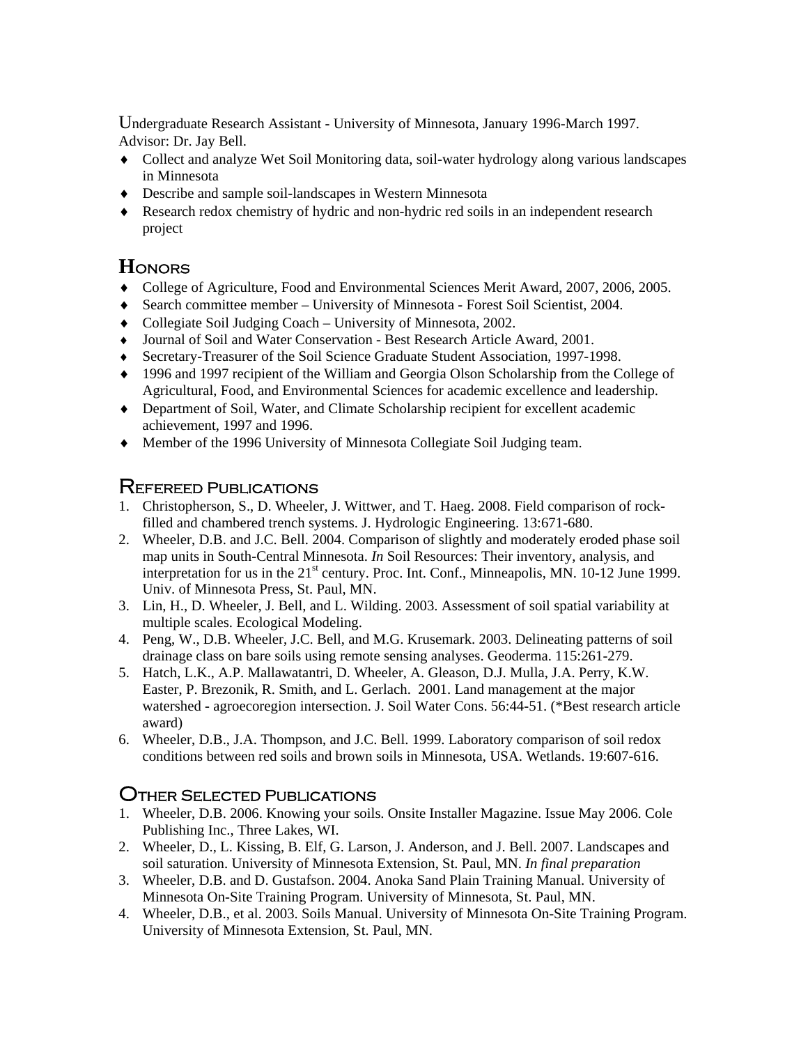Undergraduate Research Assistant - University of Minnesota, January 1996-March 1997. Advisor: Dr. Jay Bell.

- Collect and analyze Wet Soil Monitoring data, soil-water hydrology along various landscapes in Minnesota
- Describe and sample soil-landscapes in Western Minnesota
- Research redox chemistry of hydric and non-hydric red soils in an independent research project

## Honors

- College of Agriculture, Food and Environmental Sciences Merit Award, 2007, 2006, 2005.
- Search committee member – University of Minnesota - Forest Soil Scientist, 2004.
- Collegiate Soil Judging Coach – University of Minnesota, 2002.
- Journal of Soil and Water Conservation - Best Research Article Award, 2001.
- Secretary-Treasurer of the Soil Science Graduate Student Association, 1997-1998.
- 1996 and 1997 recipient of the William and Georgia Olson Scholarship from the College of Agricultural, Food, and Environmental Sciences for academic excellence and leadership.
- Department of Soil, Water, and Climate Scholarship recipient for excellent academic achievement, 1997 and 1996.
- Member of the 1996 University of Minnesota Collegiate Soil Judging team.

## Refereed Publications

1. Christopherson, S., D. Wheeler, J. Wittwer, and T. Haeg. 2008. Field comparison of rock-filled and chambered trench systems. J. Hydrologic Engineering. 13:671-680.
2. Wheeler, D.B. and J.C. Bell. 2004. Comparison of slightly and moderately eroded phase soil map units in South-Central Minnesota. *In* Soil Resources: Their inventory, analysis, and interpretation for us in the 21st century. Proc. Int. Conf., Minneapolis, MN. 10-12 June 1999. Univ. of Minnesota Press, St. Paul, MN.
3. Lin, H., D. Wheeler, J. Bell, and L. Wilding. 2003. Assessment of soil spatial variability at multiple scales. Ecological Modeling.
4. Peng, W., D.B. Wheeler, J.C. Bell, and M.G. Krusemark. 2003. Delineating patterns of soil drainage class on bare soils using remote sensing analyses. Geoderma. 115:261-279.
5. Hatch, L.K., A.P. Mallawatantri, D. Wheeler, A. Gleason, D.J. Mulla, J.A. Perry, K.W. Easter, P. Brezonik, R. Smith, and L. Gerlach. 2001. Land management at the major watershed - agroecoregion intersection. J. Soil Water Cons. 56:44-51. (*Best research article award)
6. Wheeler, D.B., J.A. Thompson, and J.C. Bell. 1999. Laboratory comparison of soil redox conditions between red soils and brown soils in Minnesota, USA. Wetlands. 19:607-616.

## Other Selected Publications

1. Wheeler, D.B. 2006. Knowing your soils. Onsite Installer Magazine. Issue May 2006. Cole Publishing Inc., Three Lakes, WI.
2. Wheeler, D., L. Kissing, B. Elf, G. Larson, J. Anderson, and J. Bell. 2007. Landscapes and soil saturation. University of Minnesota Extension, St. Paul, MN. *In final preparation*
3. Wheeler, D.B. and D. Gustafson. 2004. Anoka Sand Plain Training Manual. University of Minnesota On-Site Training Program. University of Minnesota, St. Paul, MN.
4. Wheeler, D.B., et al. 2003. Soils Manual. University of Minnesota On-Site Training Program. University of Minnesota Extension, St. Paul, MN.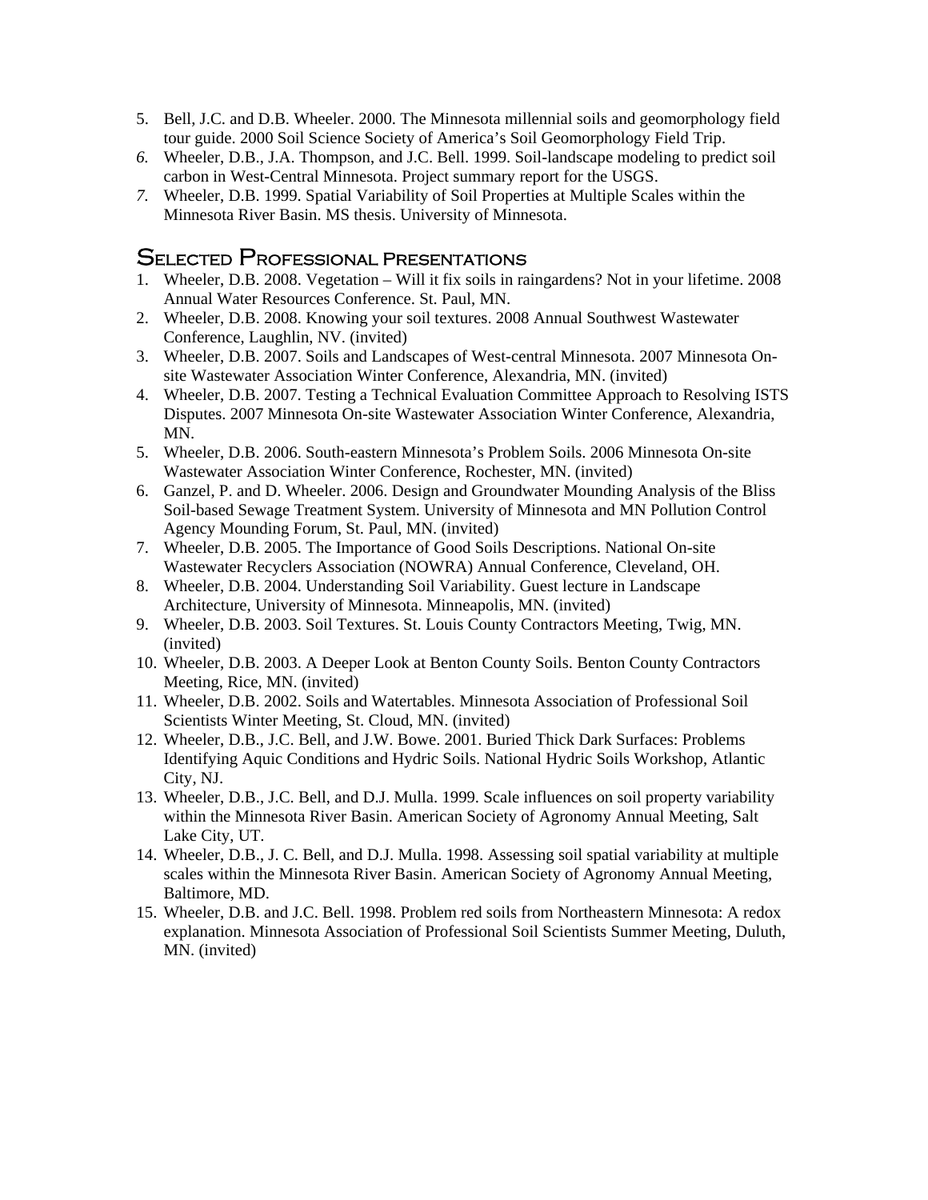5. Bell, J.C. and D.B. Wheeler. 2000. The Minnesota millennial soils and geomorphology field tour guide. 2000 Soil Science Society of America's Soil Geomorphology Field Trip.
6. Wheeler, D.B., J.A. Thompson, and J.C. Bell. 1999. Soil-landscape modeling to predict soil carbon in West-Central Minnesota. Project summary report for the USGS.
7. Wheeler, D.B. 1999. Spatial Variability of Soil Properties at Multiple Scales within the Minnesota River Basin. MS thesis. University of Minnesota.

## Selected Professional Presentations

1. Wheeler, D.B. 2008. Vegetation – Will it fix soils in raingardens? Not in your lifetime. 2008 Annual Water Resources Conference. St. Paul, MN.
2. Wheeler, D.B. 2008. Knowing your soil textures. 2008 Annual Southwest Wastewater Conference, Laughlin, NV. (invited)
3. Wheeler, D.B. 2007. Soils and Landscapes of West-central Minnesota. 2007 Minnesota On-site Wastewater Association Winter Conference, Alexandria, MN. (invited)
4. Wheeler, D.B. 2007. Testing a Technical Evaluation Committee Approach to Resolving ISTS Disputes. 2007 Minnesota On-site Wastewater Association Winter Conference, Alexandria, MN.
5. Wheeler, D.B. 2006. South-eastern Minnesota's Problem Soils. 2006 Minnesota On-site Wastewater Association Winter Conference, Rochester, MN. (invited)
6. Ganzel, P. and D. Wheeler. 2006. Design and Groundwater Mounding Analysis of the Bliss Soil-based Sewage Treatment System. University of Minnesota and MN Pollution Control Agency Mounding Forum, St. Paul, MN. (invited)
7. Wheeler, D.B. 2005. The Importance of Good Soils Descriptions. National On-site Wastewater Recyclers Association (NOWRA) Annual Conference, Cleveland, OH.
8. Wheeler, D.B. 2004. Understanding Soil Variability. Guest lecture in Landscape Architecture, University of Minnesota. Minneapolis, MN. (invited)
9. Wheeler, D.B. 2003. Soil Textures. St. Louis County Contractors Meeting, Twig, MN. (invited)
10. Wheeler, D.B. 2003. A Deeper Look at Benton County Soils. Benton County Contractors Meeting, Rice, MN. (invited)
11. Wheeler, D.B. 2002. Soils and Watertables. Minnesota Association of Professional Soil Scientists Winter Meeting, St. Cloud, MN. (invited)
12. Wheeler, D.B., J.C. Bell, and J.W. Bowe. 2001. Buried Thick Dark Surfaces: Problems Identifying Aquic Conditions and Hydric Soils. National Hydric Soils Workshop, Atlantic City, NJ.
13. Wheeler, D.B., J.C. Bell, and D.J. Mulla. 1999. Scale influences on soil property variability within the Minnesota River Basin. American Society of Agronomy Annual Meeting, Salt Lake City, UT.
14. Wheeler, D.B., J. C. Bell, and D.J. Mulla. 1998. Assessing soil spatial variability at multiple scales within the Minnesota River Basin. American Society of Agronomy Annual Meeting, Baltimore, MD.
15. Wheeler, D.B. and J.C. Bell. 1998. Problem red soils from Northeastern Minnesota: A redox explanation. Minnesota Association of Professional Soil Scientists Summer Meeting, Duluth, MN. (invited)